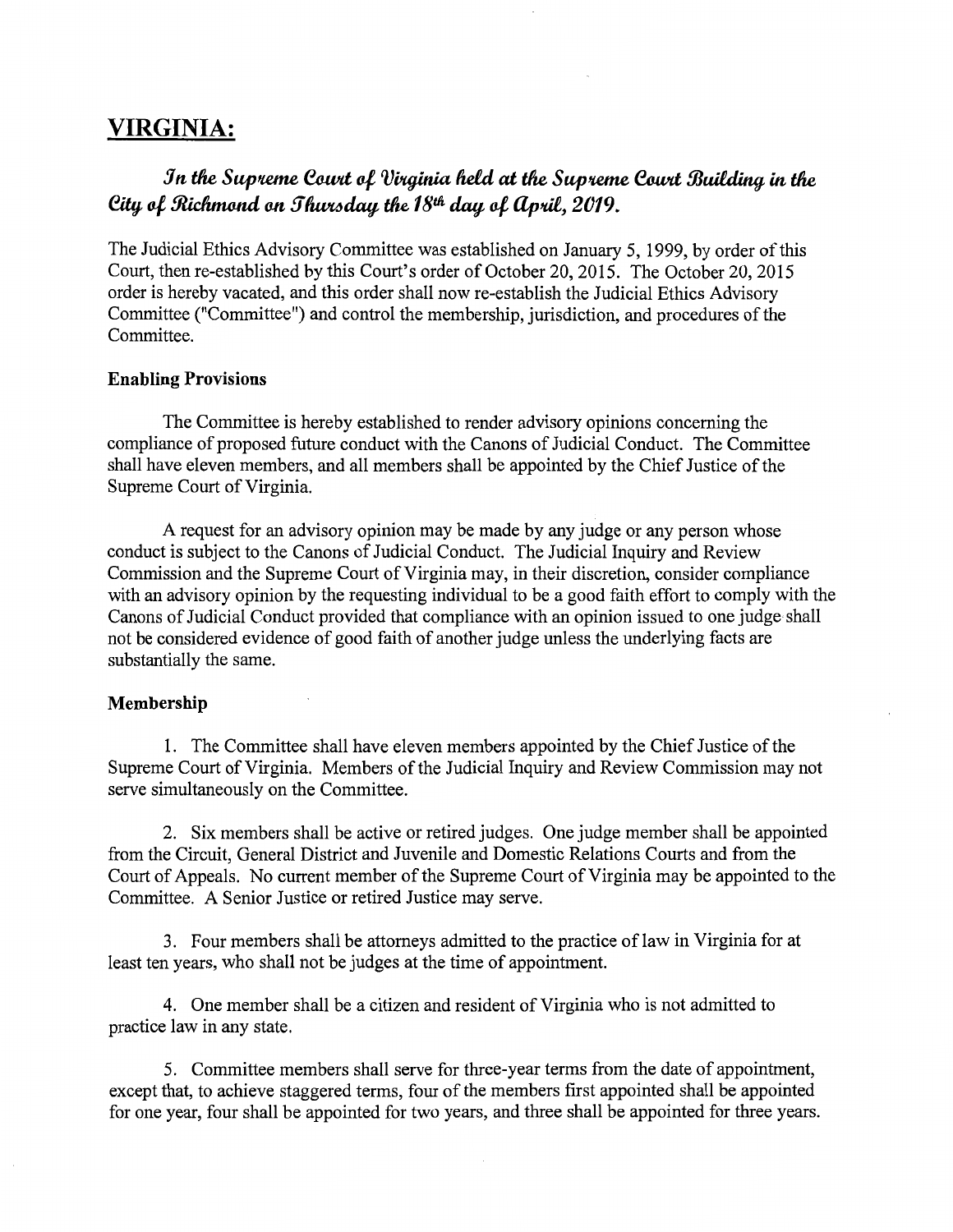# VIRGINIA:

***In the Supreme Court of Virginia held at the Supreme Court Building in the City of Richmond on Thursday the 18th day of April, 2019.***

The Judicial Ethics Advisory Committee was established on January 5, 1999, by order of this Court, then re-established by this Court's order of October 20, 2015. The October 20, 2015 order is hereby vacated, and this order shall now re-establish the Judicial Ethics Advisory Committee ("Committee") and control the membership, jurisdiction, and procedures of the Committee.

## Enabling Provisions

The Committee is hereby established to render advisory opinions concerning the compliance of proposed future conduct with the Canons of Judicial Conduct. The Committee shall have eleven members, and all members shall be appointed by the Chief Justice of the Supreme Court of Virginia.

A request for an advisory opinion may be made by any judge or any person whose conduct is subject to the Canons of Judicial Conduct. The Judicial Inquiry and Review Commission and the Supreme Court of Virginia may, in their discretion, consider compliance with an advisory opinion by the requesting individual to be a good faith effort to comply with the Canons of Judicial Conduct provided that compliance with an opinion issued to one judge shall not be considered evidence of good faith of another judge unless the underlying facts are substantially the same.

## Membership

1. The Committee shall have eleven members appointed by the Chief Justice of the Supreme Court of Virginia. Members of the Judicial Inquiry and Review Commission may not serve simultaneously on the Committee.

2. Six members shall be active or retired judges. One judge member shall be appointed from the Circuit, General District and Juvenile and Domestic Relations Courts and from the Court of Appeals. No current member of the Supreme Court of Virginia may be appointed to the Committee. A Senior Justice or retired Justice may serve.

3. Four members shall be attorneys admitted to the practice of law in Virginia for at least ten years, who shall not be judges at the time of appointment.

4. One member shall be a citizen and resident of Virginia who is not admitted to practice law in any state.

5. Committee members shall serve for three-year terms from the date of appointment, except that, to achieve staggered terms, four of the members first appointed shall be appointed for one year, four shall be appointed for two years, and three shall be appointed for three years.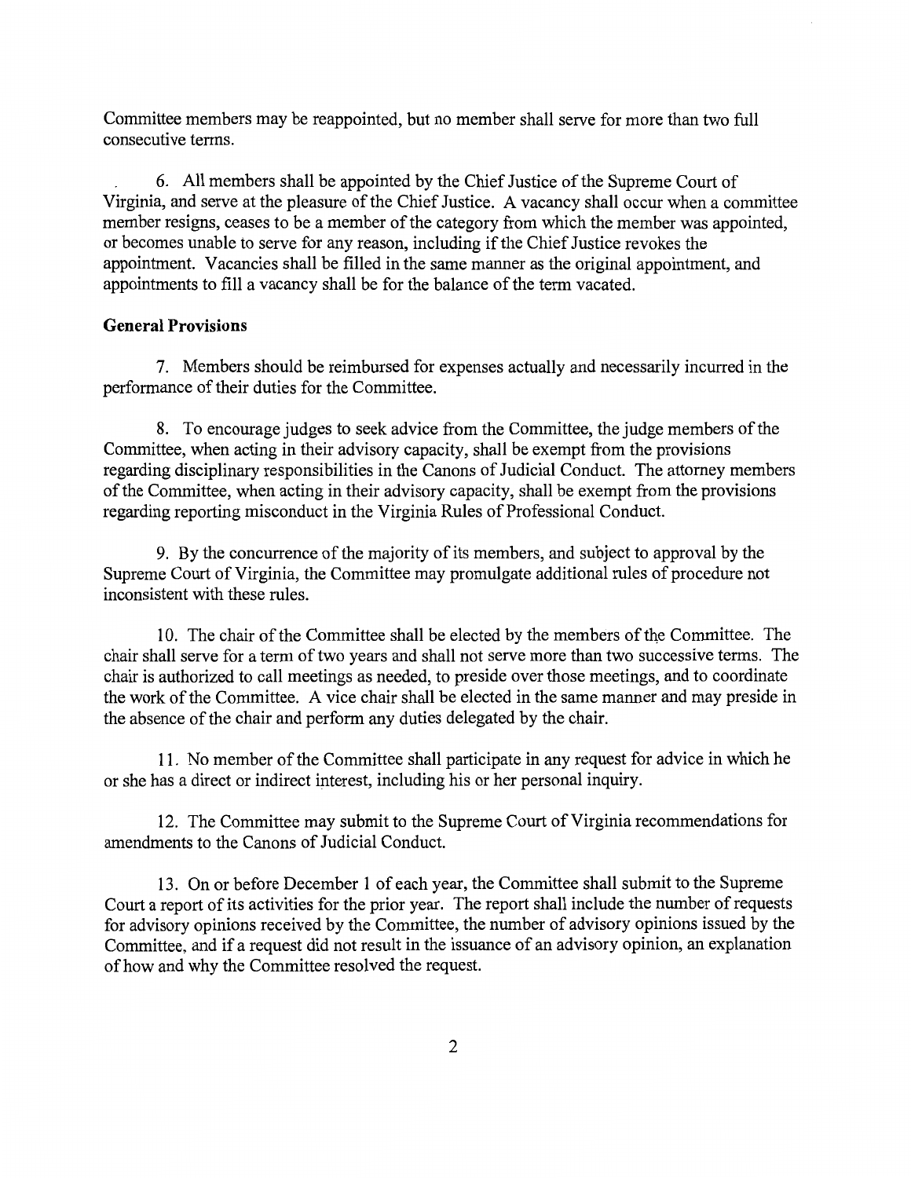Committee members may be reappointed, but no member shall serve for more than two full consecutive terms.

6. All members shall be appointed by the Chief Justice of the Supreme Court of Virginia, and serve at the pleasure of the Chief Justice. A vacancy shall occur when a committee member resigns, ceases to be a member of the category from which the member was appointed, or becomes unable to serve for any reason, including if the Chief Justice revokes the appointment. Vacancies shall be filled in the same manner as the original appointment, and appointments to fill a vacancy shall be for the balance of the term vacated.

**General Provisions**

7. Members should be reimbursed for expenses actually and necessarily incurred in the performance of their duties for the Committee.

8. To encourage judges to seek advice from the Committee, the judge members of the Committee, when acting in their advisory capacity, shall be exempt from the provisions regarding disciplinary responsibilities in the Canons of Judicial Conduct. The attorney members of the Committee, when acting in their advisory capacity, shall be exempt from the provisions regarding reporting misconduct in the Virginia Rules of Professional Conduct.

9. By the concurrence of the majority of its members, and subject to approval by the Supreme Court of Virginia, the Committee may promulgate additional rules of procedure not inconsistent with these rules.

10. The chair of the Committee shall be elected by the members of the Committee. The chair shall serve for a term of two years and shall not serve more than two successive terms. The chair is authorized to call meetings as needed, to preside over those meetings, and to coordinate the work of the Committee. A vice chair shall be elected in the same manner and may preside in the absence of the chair and perform any duties delegated by the chair.

11. No member of the Committee shall participate in any request for advice in which he or she has a direct or indirect interest, including his or her personal inquiry.

12. The Committee may submit to the Supreme Court of Virginia recommendations for amendments to the Canons of Judicial Conduct.

13. On or before December 1 of each year, the Committee shall submit to the Supreme Court a report of its activities for the prior year. The report shall include the number of requests for advisory opinions received by the Committee, the number of advisory opinions issued by the Committee, and if a request did not result in the issuance of an advisory opinion, an explanation of how and why the Committee resolved the request.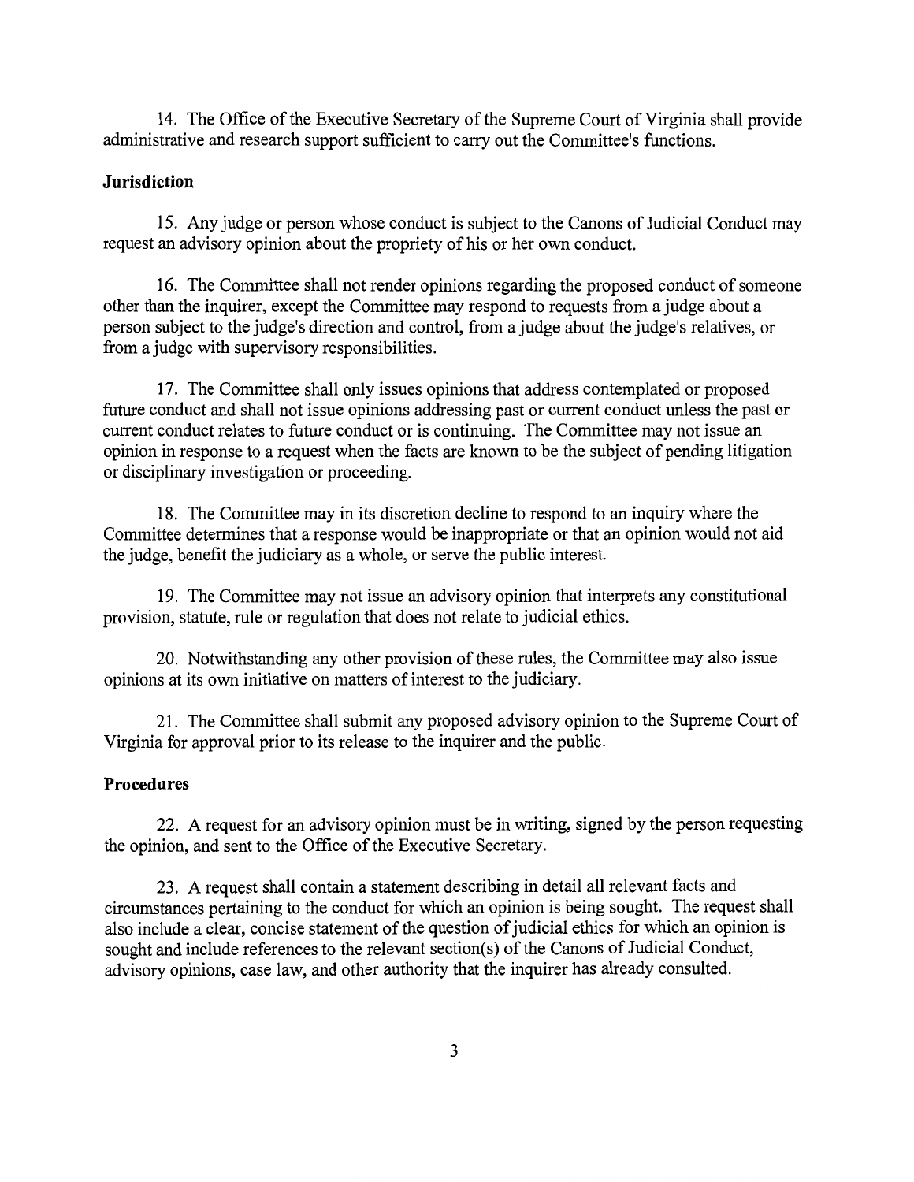14. The Office of the Executive Secretary of the Supreme Court of Virginia shall provide administrative and research support sufficient to carry out the Committee's functions.

**Jurisdiction**

15. Any judge or person whose conduct is subject to the Canons of Judicial Conduct may request an advisory opinion about the propriety of his or her own conduct.

16. The Committee shall not render opinions regarding the proposed conduct of someone other than the inquirer, except the Committee may respond to requests from a judge about a person subject to the judge's direction and control, from a judge about the judge's relatives, or from a judge with supervisory responsibilities.

17. The Committee shall only issues opinions that address contemplated or proposed future conduct and shall not issue opinions addressing past or current conduct unless the past or current conduct relates to future conduct or is continuing. The Committee may not issue an opinion in response to a request when the facts are known to be the subject of pending litigation or disciplinary investigation or proceeding.

18. The Committee may in its discretion decline to respond to an inquiry where the Committee determines that a response would be inappropriate or that an opinion would not aid the judge, benefit the judiciary as a whole, or serve the public interest.

19. The Committee may not issue an advisory opinion that interprets any constitutional provision, statute, rule or regulation that does not relate to judicial ethics.

20. Notwithstanding any other provision of these rules, the Committee may also issue opinions at its own initiative on matters of interest to the judiciary.

21. The Committee shall submit any proposed advisory opinion to the Supreme Court of Virginia for approval prior to its release to the inquirer and the public.

**Procedures**

22. A request for an advisory opinion must be in writing, signed by the person requesting the opinion, and sent to the Office of the Executive Secretary.

23. A request shall contain a statement describing in detail all relevant facts and circumstances pertaining to the conduct for which an opinion is being sought. The request shall also include a clear, concise statement of the question of judicial ethics for which an opinion is sought and include references to the relevant section(s) of the Canons of Judicial Conduct, advisory opinions, case law, and other authority that the inquirer has already consulted.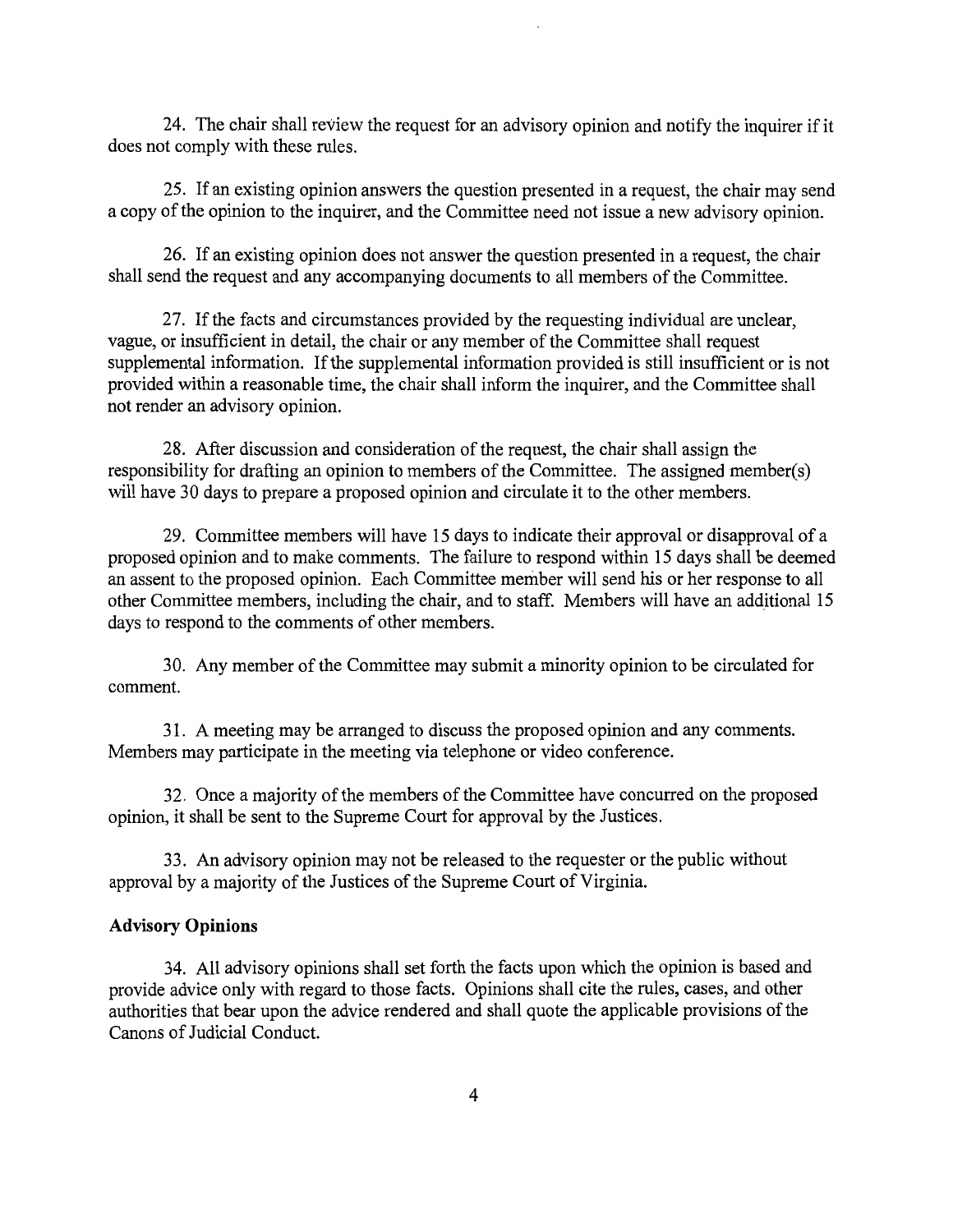24. The chair shall review the request for an advisory opinion and notify the inquirer if it does not comply with these rules.

25. If an existing opinion answers the question presented in a request, the chair may send a copy of the opinion to the inquirer, and the Committee need not issue a new advisory opinion.

26. If an existing opinion does not answer the question presented in a request, the chair shall send the request and any accompanying documents to all members of the Committee.

27. If the facts and circumstances provided by the requesting individual are unclear, vague, or insufficient in detail, the chair or any member of the Committee shall request supplemental information. If the supplemental information provided is still insufficient or is not provided within a reasonable time, the chair shall inform the inquirer, and the Committee shall not render an advisory opinion.

28. After discussion and consideration of the request, the chair shall assign the responsibility for drafting an opinion to members of the Committee. The assigned member(s) will have 30 days to prepare a proposed opinion and circulate it to the other members.

29. Committee members will have 15 days to indicate their approval or disapproval of a proposed opinion and to make comments. The failure to respond within 15 days shall be deemed an assent to the proposed opinion. Each Committee member will send his or her response to all other Committee members, including the chair, and to staff. Members will have an additional 15 days to respond to the comments of other members.

30. Any member of the Committee may submit a minority opinion to be circulated for comment.

31. A meeting may be arranged to discuss the proposed opinion and any comments. Members may participate in the meeting via telephone or video conference.

32. Once a majority of the members of the Committee have concurred on the proposed opinion, it shall be sent to the Supreme Court for approval by the Justices.

33. An advisory opinion may not be released to the requester or the public without approval by a majority of the Justices of the Supreme Court of Virginia.

**Advisory Opinions**

34. All advisory opinions shall set forth the facts upon which the opinion is based and provide advice only with regard to those facts. Opinions shall cite the rules, cases, and other authorities that bear upon the advice rendered and shall quote the applicable provisions of the Canons of Judicial Conduct.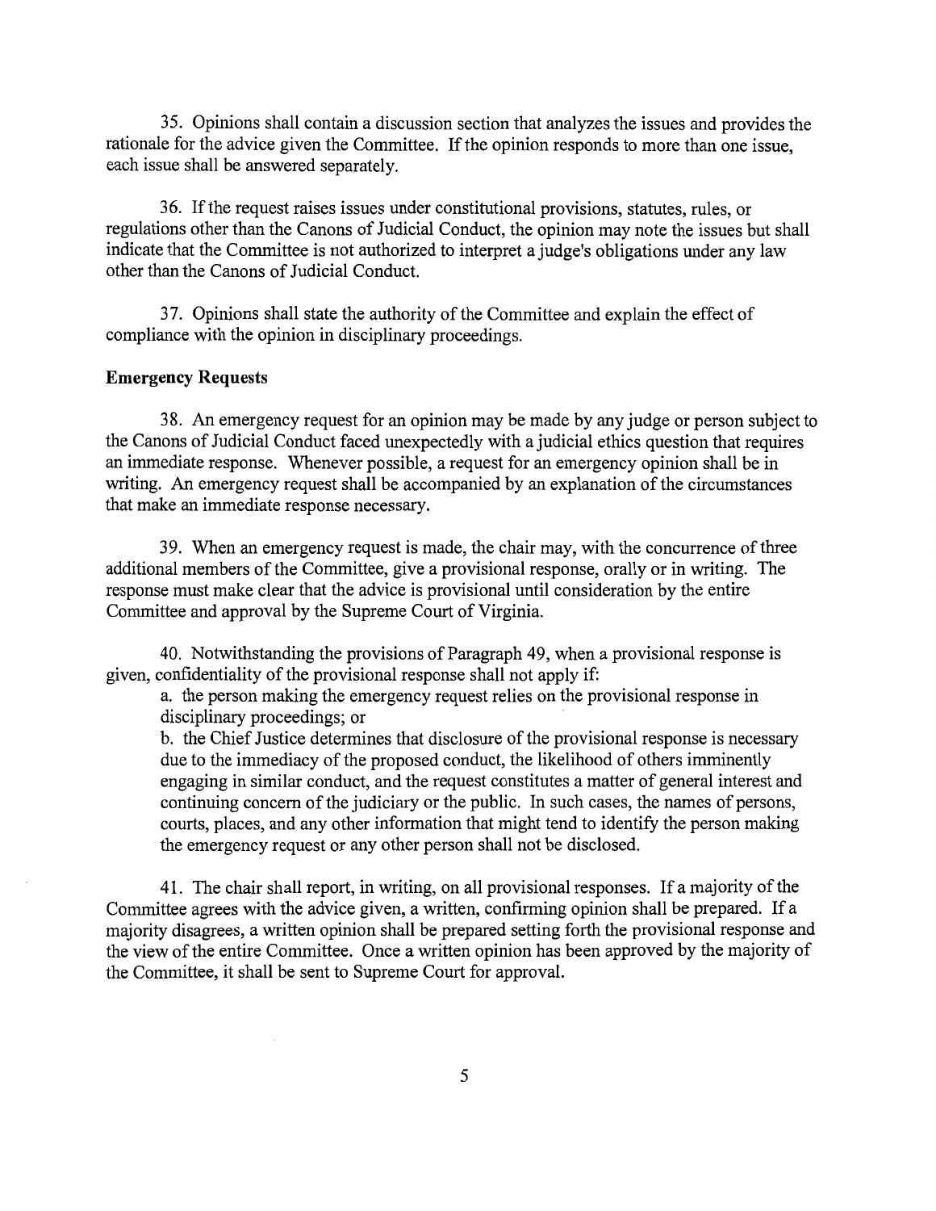35. Opinions shall contain a discussion section that analyzes the issues and provides the rationale for the advice given the Committee. If the opinion responds to more than one issue, each issue shall be answered separately.

36. If the request raises issues under constitutional provisions, statutes, rules, or regulations other than the Canons of Judicial Conduct, the opinion may note the issues but shall indicate that the Committee is not authorized to interpret a judge's obligations under any law other than the Canons of Judicial Conduct.

37. Opinions shall state the authority of the Committee and explain the effect of compliance with the opinion in disciplinary proceedings.

**Emergency Requests**

38. An emergency request for an opinion may be made by any judge or person subject to the Canons of Judicial Conduct faced unexpectedly with a judicial ethics question that requires an immediate response. Whenever possible, a request for an emergency opinion shall be in writing. An emergency request shall be accompanied by an explanation of the circumstances that make an immediate response necessary.

39. When an emergency request is made, the chair may, with the concurrence of three additional members of the Committee, give a provisional response, orally or in writing. The response must make clear that the advice is provisional until consideration by the entire Committee and approval by the Supreme Court of Virginia.

40. Notwithstanding the provisions of Paragraph 49, when a provisional response is given, confidentiality of the provisional response shall not apply if:

a. the person making the emergency request relies on the provisional response in disciplinary proceedings; or

b. the Chief Justice determines that disclosure of the provisional response is necessary due to the immediacy of the proposed conduct, the likelihood of others imminently engaging in similar conduct, and the request constitutes a matter of general interest and continuing concern of the judiciary or the public. In such cases, the names of persons, courts, places, and any other information that might tend to identify the person making the emergency request or any other person shall not be disclosed.

41. The chair shall report, in writing, on all provisional responses. If a majority of the Committee agrees with the advice given, a written, confirming opinion shall be prepared. If a majority disagrees, a written opinion shall be prepared setting forth the provisional response and the view of the entire Committee. Once a written opinion has been approved by the majority of the Committee, it shall be sent to Supreme Court for approval.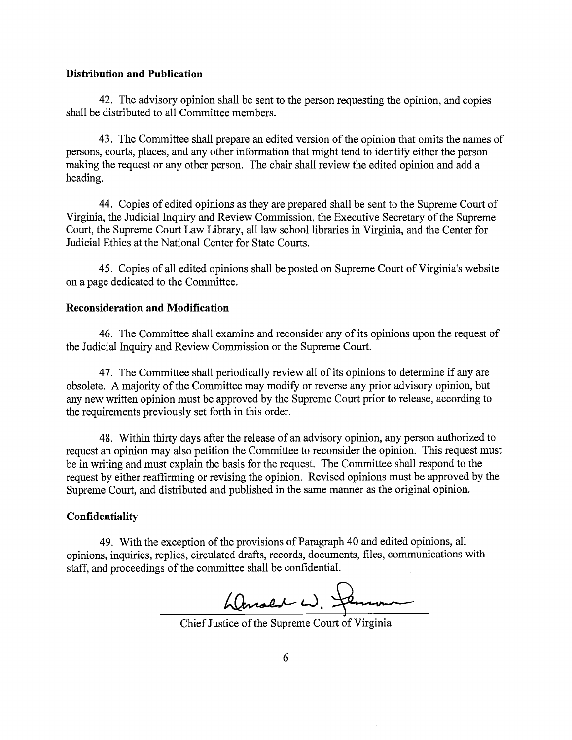### Distribution and Publication

42. The advisory opinion shall be sent to the person requesting the opinion, and copies shall be distributed to all Committee members.

43. The Committee shall prepare an edited version of the opinion that omits the names of persons, courts, places, and any other information that might tend to identify either the person making the request or any other person. The chair shall review the edited opinion and add a heading.

44. Copies of edited opinions as they are prepared shall be sent to the Supreme Court of Virginia, the Judicial Inquiry and Review Commission, the Executive Secretary of the Supreme Court, the Supreme Court Law Library, all law school libraries in Virginia, and the Center for Judicial Ethics at the National Center for State Courts.

45. Copies of all edited opinions shall be posted on Supreme Court of Virginia's website on a page dedicated to the Committee.

### Reconsideration and Modification

46. The Committee shall examine and reconsider any of its opinions upon the request of the Judicial Inquiry and Review Commission or the Supreme Court.

47. The Committee shall periodically review all of its opinions to determine if any are obsolete. A majority of the Committee may modify or reverse any prior advisory opinion, but any new written opinion must be approved by the Supreme Court prior to release, according to the requirements previously set forth in this order.

48. Within thirty days after the release of an advisory opinion, any person authorized to request an opinion may also petition the Committee to reconsider the opinion. This request must be in writing and must explain the basis for the request. The Committee shall respond to the request by either reaffirming or revising the opinion. Revised opinions must be approved by the Supreme Court, and distributed and published in the same manner as the original opinion.

### Confidentiality

49. With the exception of the provisions of Paragraph 40 and edited opinions, all opinions, inquiries, replies, circulated drafts, records, documents, files, communications with staff, and proceedings of the committee shall be confidential.

Donald W. Lemons

Chief Justice of the Supreme Court of Virginia